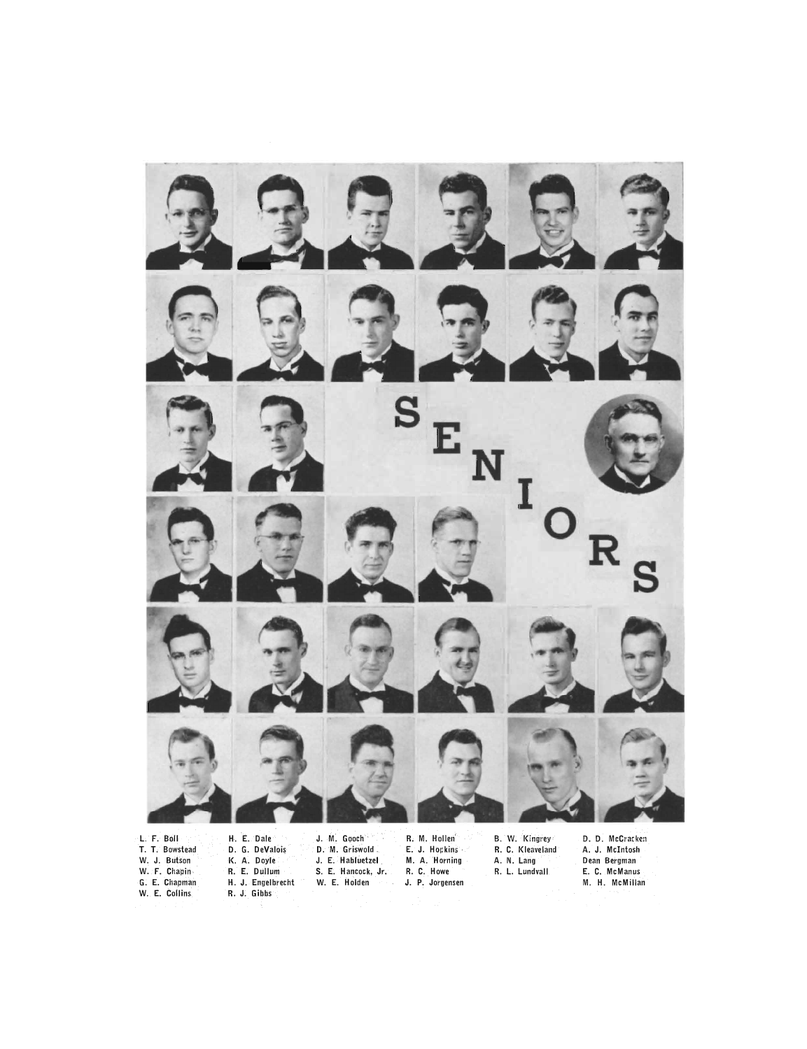# SENIORS

L. F. Boll
T. T. Bowstead
W. J. Butson
W. F. Chapin
G. E. Chapman
W. E. Collins

H. E. Dale
D. G. DeValois
K. A. Doyle
R. E. Dullum
H. J. Engelbrecht
R. J. Gibbs

J. M. Gooch
D. M. Griswold
J. E. Habluetzel
S. E. Hancock, Jr.
W. E. Holden

R. M. Hollen
E. J. Hopkins
M. A. Horning
R. C. Howe
J. P. Jorgensen

B. W. Kingrey
R. C. Kleaveland
A. N. Lang
R. L. Lundvall

D. D. McCracken
A. J. McIntosh
Dean Bergman
E. C. McManus
M. H. McMillan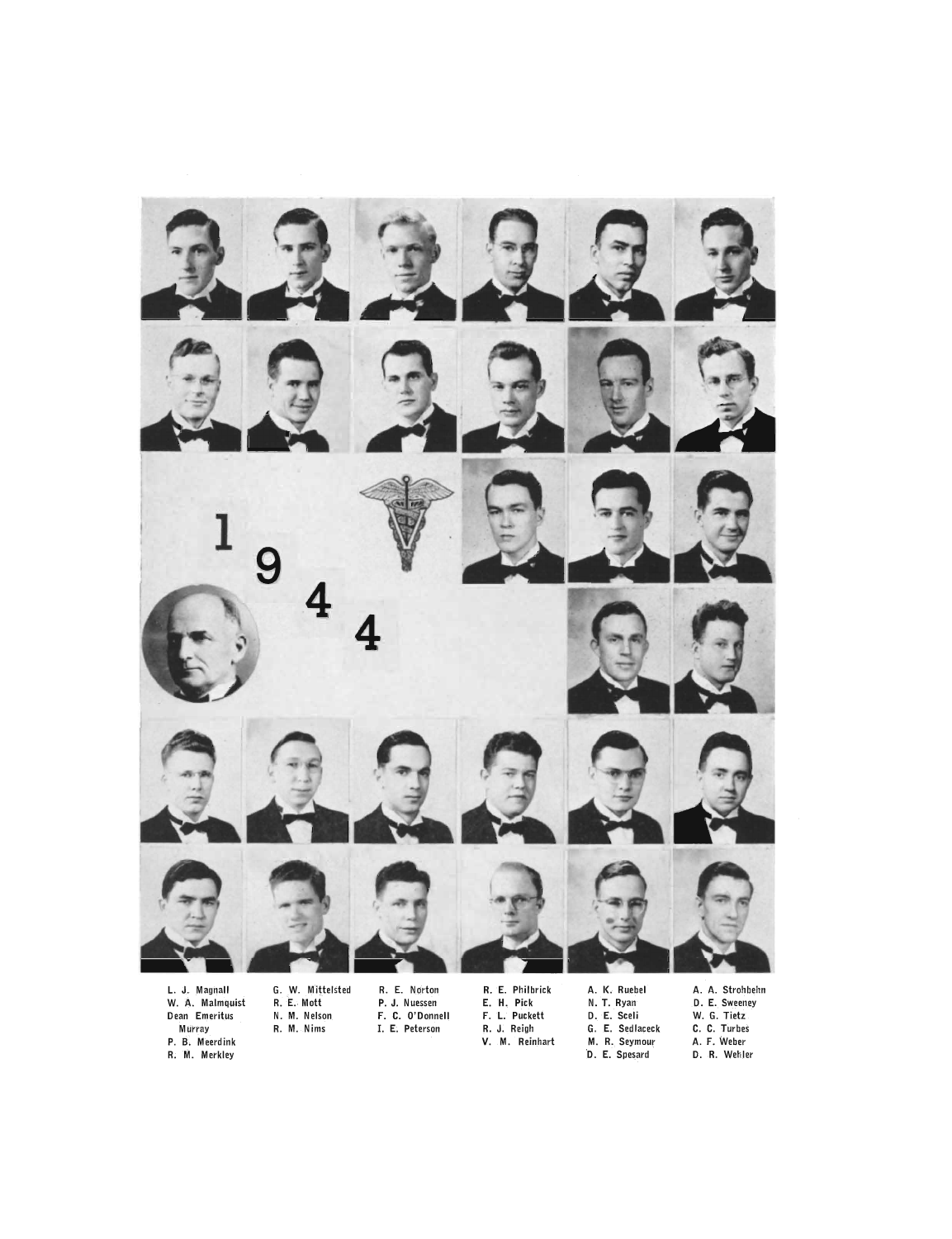1944

L. J. Magnall
W. A. Malmquist
Dean Emeritus Murray
P. B. Meerdink
R. M. Merkley

G. W. Mittelsted
R. E. Mott
N. M. Nelson
R. M. Nims

R. E. Norton
P. J. Nuessen
F. C. O'Donnell
I. E. Peterson

R. E. Philbrick
E. H. Pick
F. L. Puckett
R. J. Reigh
V. M. Reinhart

A. K. Ruebel
N. T. Ryan
D. E. Sceli
G. E. Sedlaceck
M. R. Seymour
D. E. Spesard

A. A. Strohbehn
D. E. Sweeney
W. G. Tietz
C. C. Turbes
A. F. Weber
D. R. Wehler